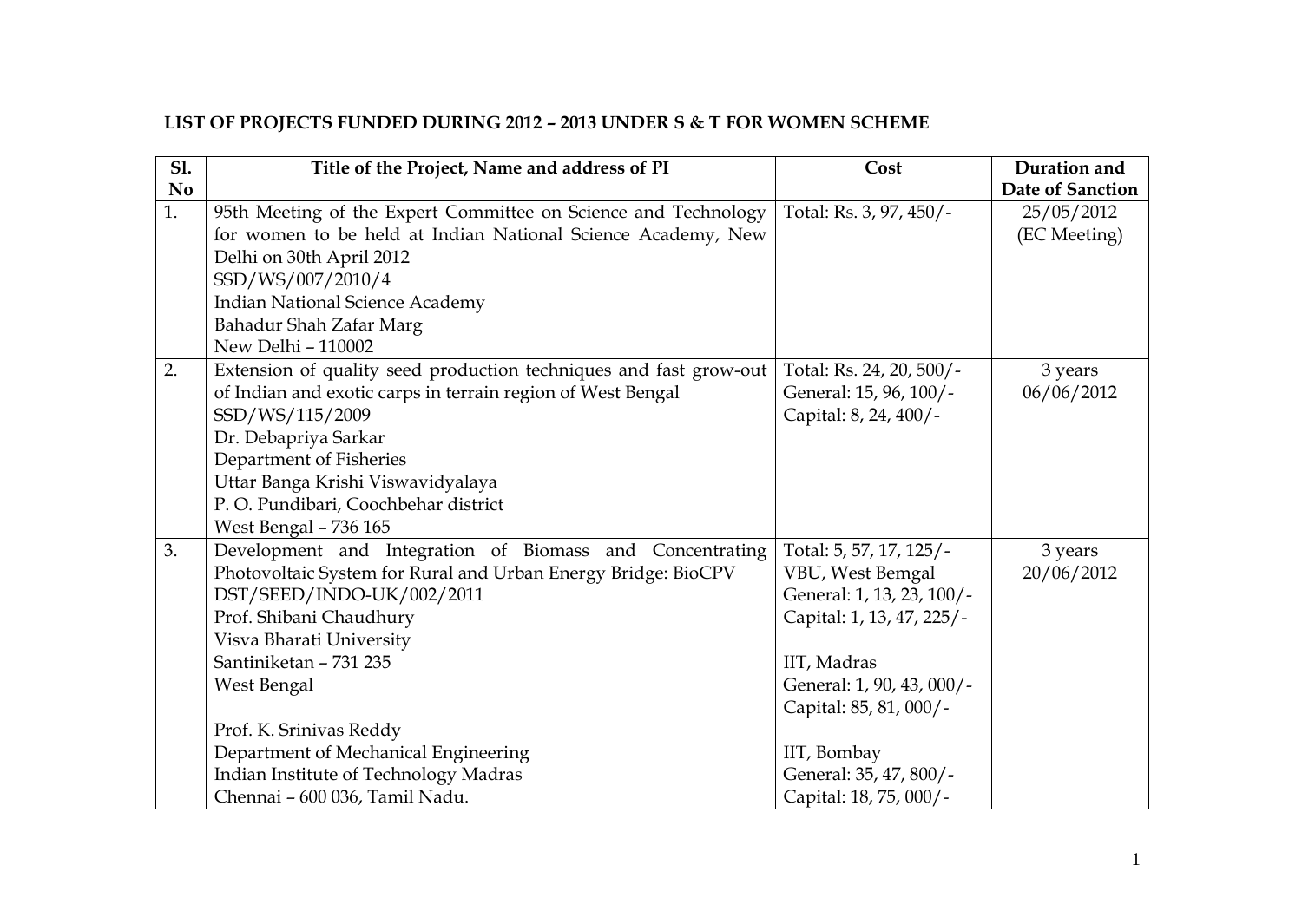**LIST OF PROJECTS FUNDED DURING 2012 – 2013 UNDER S & T FOR WOMEN SCHEME**

| Sl. No | Title of the Project, Name and address of PI | Cost | Duration and Date of Sanction |
|---|---|---|---|
| 1. | 95th Meeting of the Expert Committee on Science and Technology for women to be held at Indian National Science Academy, New Delhi on 30th April 2012<br>SSD/WS/007/2010/4<br>Indian National Science Academy<br>Bahadur Shah Zafar Marg<br>New Delhi – 110002 | Total: Rs. 3, 97, 450/- | 25/05/2012<br>(EC Meeting) |
| 2. | Extension of quality seed production techniques and fast grow-out of Indian and exotic carps in terrain region of West Bengal<br>SSD/WS/115/2009<br>Dr. Debapriya Sarkar<br>Department of Fisheries<br>Uttar Banga Krishi Viswavidyalaya<br>P. O. Pundibari, Coochbehar district<br>West Bengal – 736 165 | Total: Rs. 24, 20, 500/-<br>General: 15, 96, 100/-<br>Capital: 8, 24, 400/- | 3 years<br>06/06/2012 |
| 3. | Development and Integration of Biomass and Concentrating Photovoltaic System for Rural and Urban Energy Bridge: BioCPV<br>DST/SEED/INDO-UK/002/2011<br>Prof. Shibani Chaudhury<br>Visva Bharati University<br>Santiniketan – 731 235<br>West Bengal<br><br>Prof. K. Srinivas Reddy<br>Department of Mechanical Engineering<br>Indian Institute of Technology Madras<br>Chennai – 600 036, Tamil Nadu. | Total: 5, 57, 17, 125/-<br>VBU, West Bemgal<br>General: 1, 13, 23, 100/-<br>Capital: 1, 13, 47, 225/-<br><br>IIT, Madras<br>General: 1, 90, 43, 000/-<br>Capital: 85, 81, 000/-<br><br>IIT, Bombay<br>General: 35, 47, 800/-<br>Capital: 18, 75, 000/- | 3 years<br>20/06/2012 |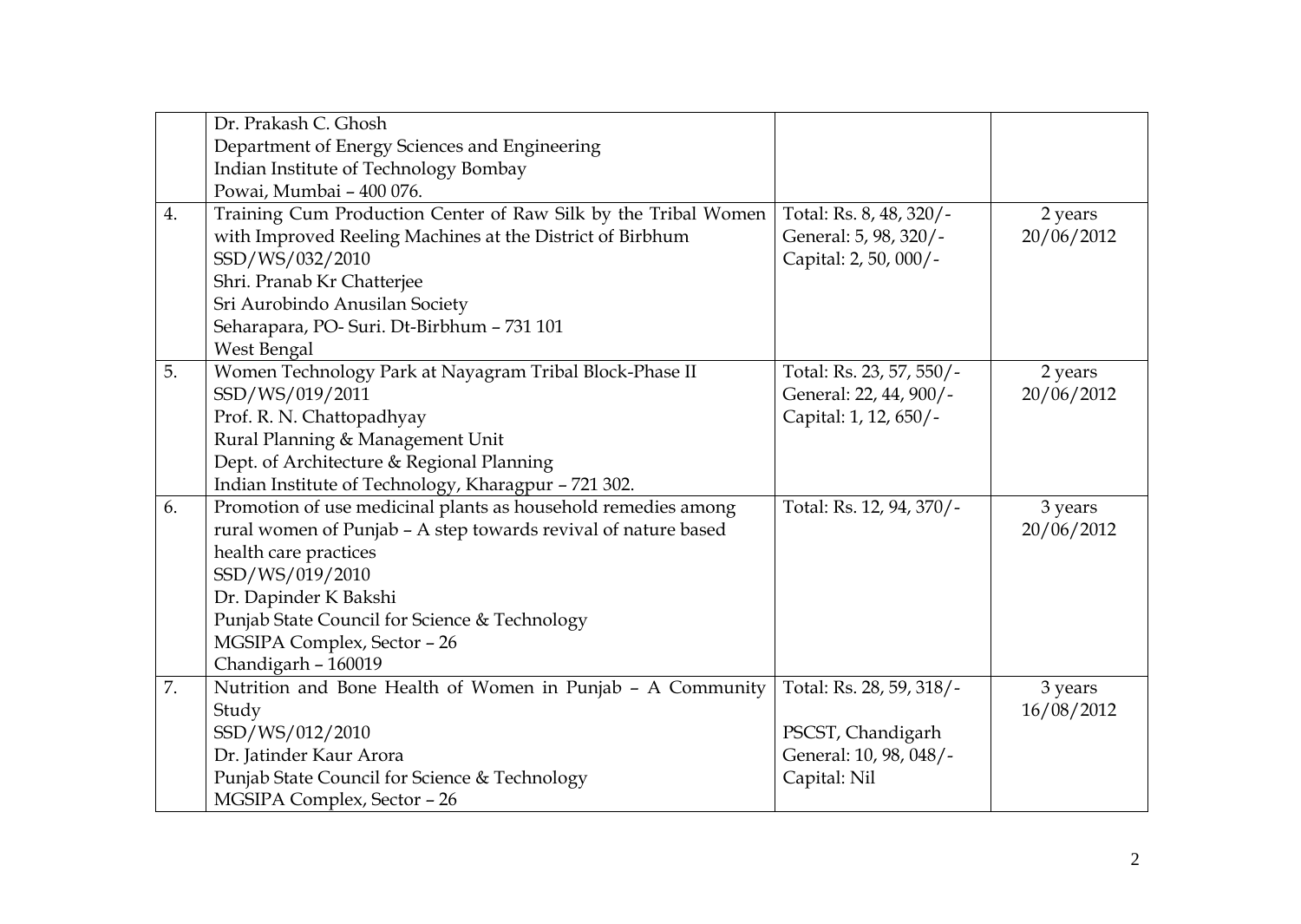| | | | |
|---|---|---|---|
| | Dr. Prakash C. Ghosh<br>Department of Energy Sciences and Engineering<br>Indian Institute of Technology Bombay<br>Powai, Mumbai – 400 076. | | |
| 4. | Training Cum Production Center of Raw Silk by the Tribal Women with Improved Reeling Machines at the District of Birbhum<br>SSD/WS/032/2010<br>Shri. Pranab Kr Chatterjee<br>Sri Aurobindo Anusilan Society<br>Seharapara, PO- Suri. Dt-Birbhum – 731 101<br>West Bengal | Total: Rs. 8, 48, 320/-<br>General: 5, 98, 320/-<br>Capital: 2, 50, 000/- | 2 years<br>20/06/2012 |
| 5. | Women Technology Park at Nayagram Tribal Block-Phase II<br>SSD/WS/019/2011<br>Prof. R. N. Chattopadhyay<br>Rural Planning & Management Unit<br>Dept. of Architecture & Regional Planning<br>Indian Institute of Technology, Kharagpur – 721 302. | Total: Rs. 23, 57, 550/-<br>General: 22, 44, 900/-<br>Capital: 1, 12, 650/- | 2 years<br>20/06/2012 |
| 6. | Promotion of use medicinal plants as household remedies among rural women of Punjab – A step towards revival of nature based health care practices<br>SSD/WS/019/2010<br>Dr. Dapinder K Bakshi<br>Punjab State Council for Science & Technology<br>MGSIPA Complex, Sector – 26<br>Chandigarh – 160019 | Total: Rs. 12, 94, 370/- | 3 years<br>20/06/2012 |
| 7. | Nutrition and Bone Health of Women in Punjab – A Community Study<br>SSD/WS/012/2010<br>Dr. Jatinder Kaur Arora<br>Punjab State Council for Science & Technology<br>MGSIPA Complex, Sector – 26 | Total: Rs. 28, 59, 318/-<br><br>PSCST, Chandigarh<br>General: 10, 98, 048/-<br>Capital: Nil | 3 years<br>16/08/2012 |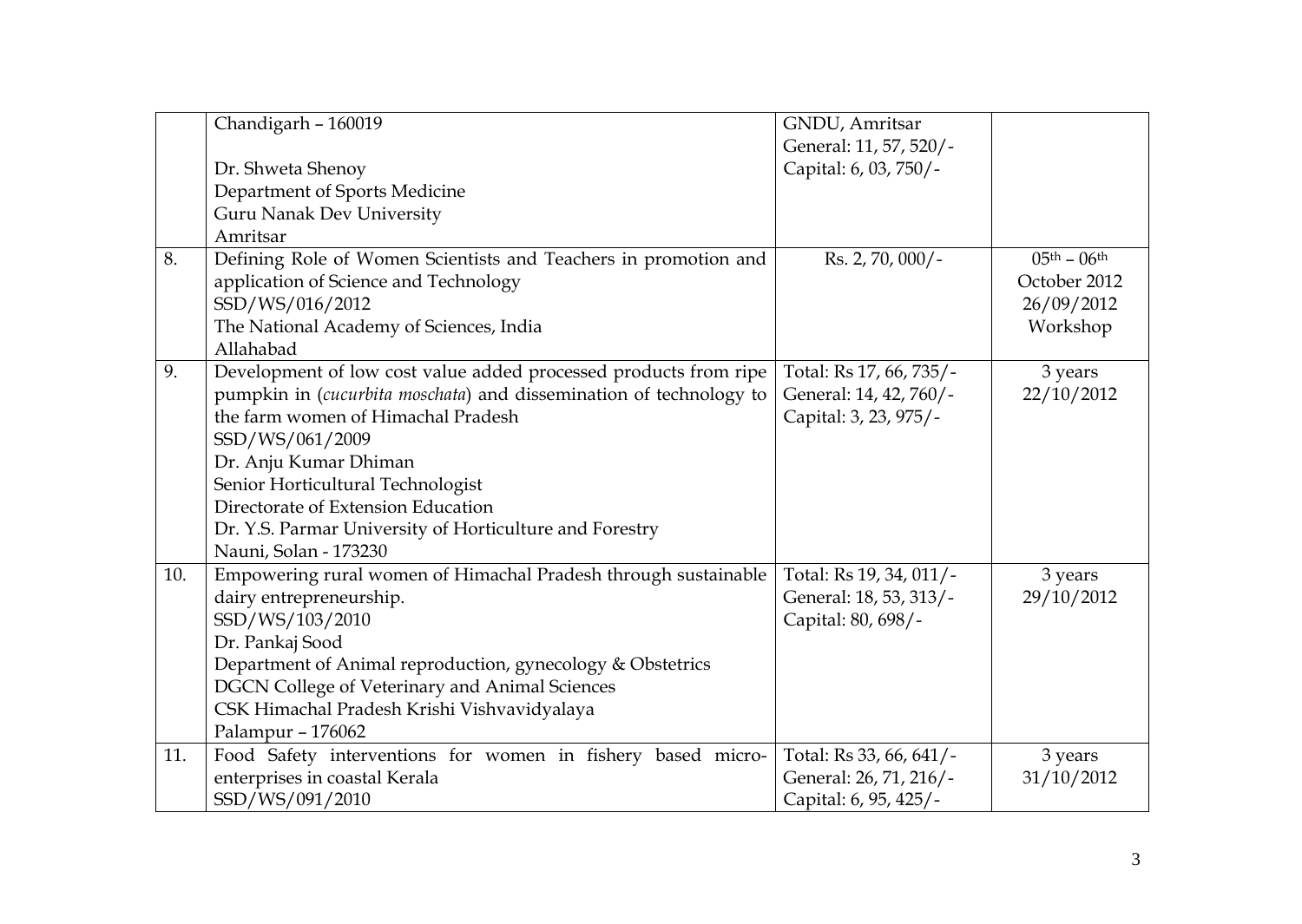| | | | |
|---|---|---|---|
| | Chandigarh – 160019<br><br>Dr. Shweta Shenoy<br>Department of Sports Medicine<br>Guru Nanak Dev University<br>Amritsar | GNDU, Amritsar<br>General: 11, 57, 520/-<br>Capital: 6, 03, 750/- | |
| 8. | Defining Role of Women Scientists and Teachers in promotion and application of Science and Technology<br>SSD/WS/016/2012<br>The National Academy of Sciences, India<br>Allahabad | Rs. 2, 70, 000/- | 05th – 06th October 2012<br>26/09/2012<br>Workshop |
| 9. | Development of low cost value added processed products from ripe pumpkin in (*cucurbita moschata*) and dissemination of technology to the farm women of Himachal Pradesh<br>SSD/WS/061/2009<br>Dr. Anju Kumar Dhiman<br>Senior Horticultural Technologist<br>Directorate of Extension Education<br>Dr. Y.S. Parmar University of Horticulture and Forestry<br>Nauni, Solan - 173230 | Total: Rs 17, 66, 735/-<br>General: 14, 42, 760/-<br>Capital: 3, 23, 975/- | 3 years<br>22/10/2012 |
| 10. | Empowering rural women of Himachal Pradesh through sustainable dairy entrepreneurship.<br>SSD/WS/103/2010<br>Dr. Pankaj Sood<br>Department of Animal reproduction, gynecology & Obstetrics<br>DGCN College of Veterinary and Animal Sciences<br>CSK Himachal Pradesh Krishi Vishvavidyalaya<br>Palampur – 176062 | Total: Rs 19, 34, 011/-<br>General: 18, 53, 313/-<br>Capital: 80, 698/- | 3 years<br>29/10/2012 |
| 11. | Food Safety interventions for women in fishery based micro-enterprises in coastal Kerala<br>SSD/WS/091/2010 | Total: Rs 33, 66, 641/-<br>General: 26, 71, 216/-<br>Capital: 6, 95, 425/- | 3 years<br>31/10/2012 |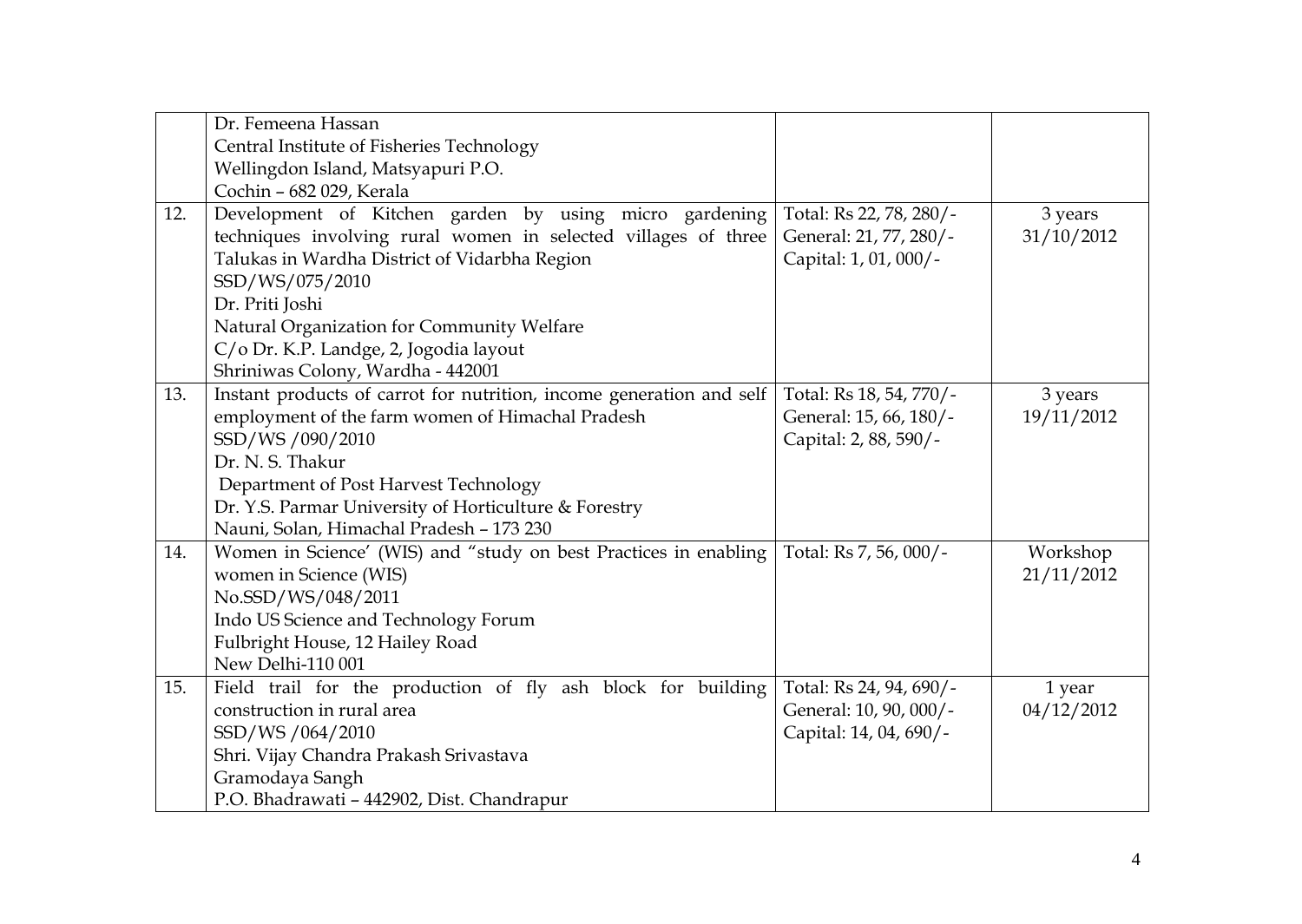| | | | |
|---|---|---|---|
| | Dr. Femeena Hassan<br>Central Institute of Fisheries Technology<br>Wellingdon Island, Matsyapuri P.O.<br>Cochin – 682 029, Kerala | | |
| 12. | Development of Kitchen garden by using micro gardening techniques involving rural women in selected villages of three Talukas in Wardha District of Vidarbha Region<br>SSD/WS/075/2010<br>Dr. Priti Joshi<br>Natural Organization for Community Welfare<br>C/o Dr. K.P. Landge, 2, Jogodia layout<br>Shriniwas Colony, Wardha - 442001 | Total: Rs 22, 78, 280/-<br>General: 21, 77, 280/-<br>Capital: 1, 01, 000/- | 3 years<br>31/10/2012 |
| 13. | Instant products of carrot for nutrition, income generation and self employment of the farm women of Himachal Pradesh<br>SSD/WS /090/2010<br>Dr. N. S. Thakur<br>Department of Post Harvest Technology<br>Dr. Y.S. Parmar University of Horticulture & Forestry<br>Nauni, Solan, Himachal Pradesh – 173 230 | Total: Rs 18, 54, 770/-<br>General: 15, 66, 180/-<br>Capital: 2, 88, 590/- | 3 years<br>19/11/2012 |
| 14. | Women in Science' (WIS) and "study on best Practices in enabling women in Science (WIS)<br>No.SSD/WS/048/2011<br>Indo US Science and Technology Forum<br>Fulbright House, 12 Hailey Road<br>New Delhi-110 001 | Total: Rs 7, 56, 000/- | Workshop<br>21/11/2012 |
| 15. | Field trail for the production of fly ash block for building construction in rural area<br>SSD/WS /064/2010<br>Shri. Vijay Chandra Prakash Srivastava<br>Gramodaya Sangh<br>P.O. Bhadrawati – 442902, Dist. Chandrapur | Total: Rs 24, 94, 690/-<br>General: 10, 90, 000/-<br>Capital: 14, 04, 690/- | 1 year<br>04/12/2012 |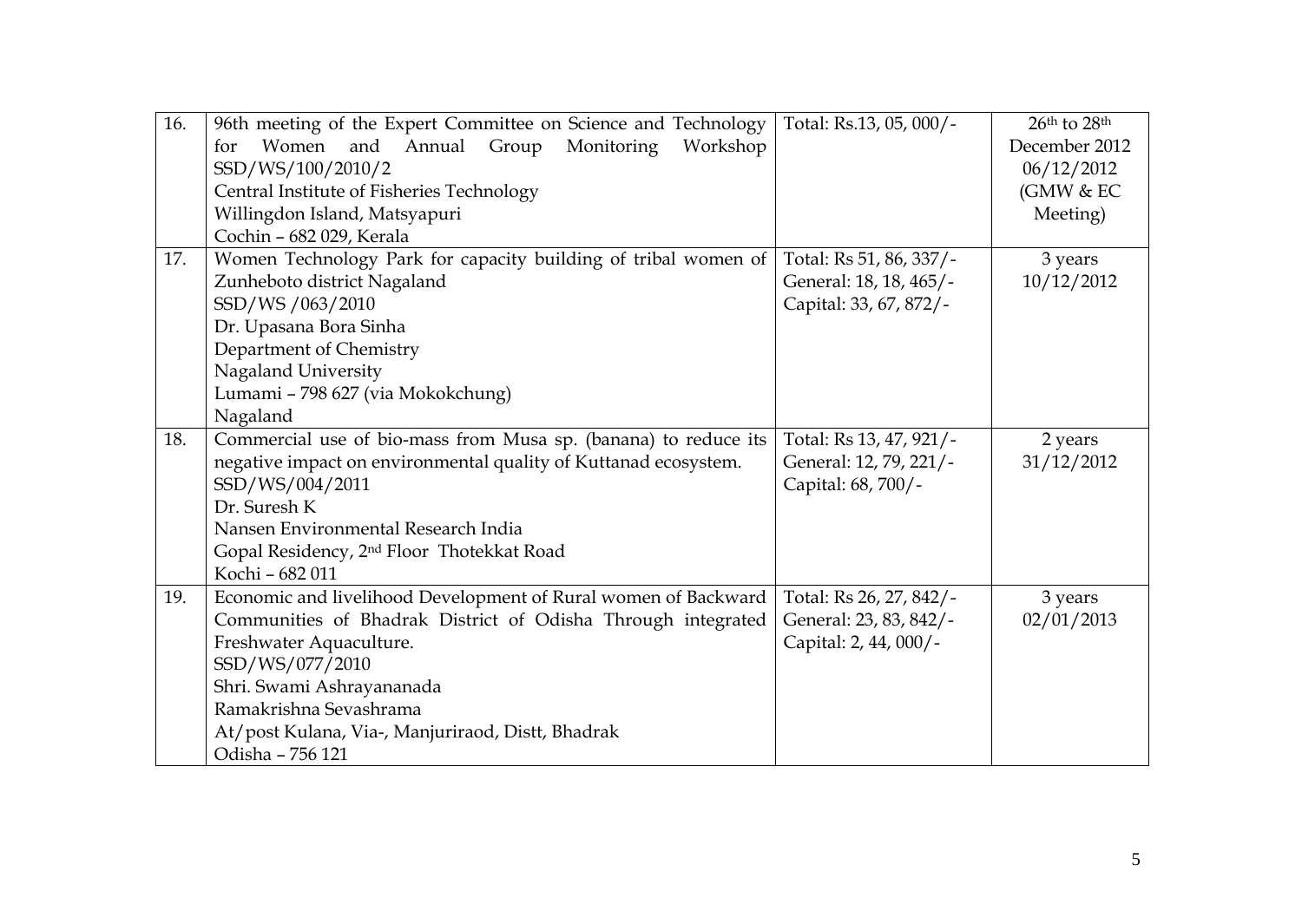| | | | |
|---|---|---|---|
| 16. | 96th meeting of the Expert Committee on Science and Technology for Women and Annual Group Monitoring Workshop<br>SSD/WS/100/2010/2<br>Central Institute of Fisheries Technology<br>Willingdon Island, Matsyapuri<br>Cochin – 682 029, Kerala | Total: Rs.13, 05, 000/- | 26th to 28th December 2012<br>06/12/2012<br>(GMW & EC Meeting) |
| 17. | Women Technology Park for capacity building of tribal women of Zunheboto district Nagaland<br>SSD/WS /063/2010<br>Dr. Upasana Bora Sinha<br>Department of Chemistry<br>Nagaland University<br>Lumami – 798 627 (via Mokokchung)<br>Nagaland | Total: Rs 51, 86, 337/-<br>General: 18, 18, 465/-<br>Capital: 33, 67, 872/- | 3 years<br>10/12/2012 |
| 18. | Commercial use of bio-mass from Musa sp. (banana) to reduce its negative impact on environmental quality of Kuttanad ecosystem.<br>SSD/WS/004/2011<br>Dr. Suresh K<br>Nansen Environmental Research India<br>Gopal Residency, 2nd Floor Thotekkat Road<br>Kochi – 682 011 | Total: Rs 13, 47, 921/-<br>General: 12, 79, 221/-<br>Capital: 68, 700/- | 2 years<br>31/12/2012 |
| 19. | Economic and livelihood Development of Rural women of Backward Communities of Bhadrak District of Odisha Through integrated Freshwater Aquaculture.<br>SSD/WS/077/2010<br>Shri. Swami Ashrayananada<br>Ramakrishna Sevashrama<br>At/post Kulana, Via-, Manjuriraod, Distt, Bhadrak<br>Odisha – 756 121 | Total: Rs 26, 27, 842/-<br>General: 23, 83, 842/-<br>Capital: 2, 44, 000/- | 3 years<br>02/01/2013 |